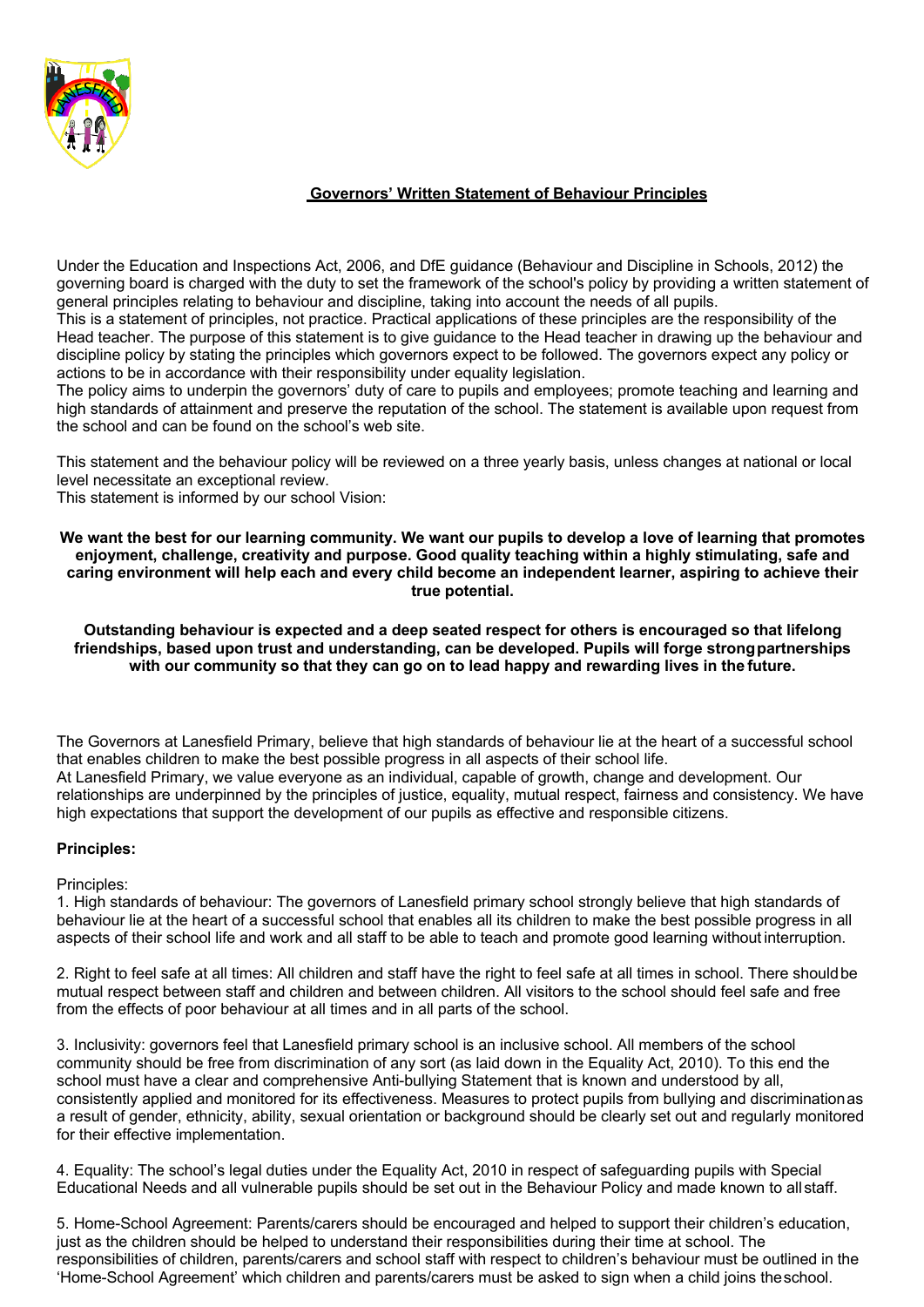## Governors' Written Statement of Behaviour Principles

Under the Education and Inspections Act, 2006, and DfE guidance (Behaviour and Discipline in Schools, 2012) the governing board is charged with the duty to set the framework of the school's policy by providing a written statement of general principles relating to behaviour and discipline, taking into account the needs of all pupils.
This is a statement of principles, not practice. Practical applications of these principles are the responsibility of the Head teacher. The purpose of this statement is to give guidance to the Head teacher in drawing up the behaviour and discipline policy by stating the principles which governors expect to be followed. The governors expect any policy or actions to be in accordance with their responsibility under equality legislation.
The policy aims to underpin the governors' duty of care to pupils and employees; promote teaching and learning and high standards of attainment and preserve the reputation of the school. The statement is available upon request from the school and can be found on the school's web site.

This statement and the behaviour policy will be reviewed on a three yearly basis, unless changes at national or local level necessitate an exceptional review.
This statement is informed by our school Vision:

**We want the best for our learning community. We want our pupils to develop a love of learning that promotes enjoyment, challenge, creativity and purpose. Good quality teaching within a highly stimulating, safe and caring environment will help each and every child become an independent learner, aspiring to achieve their true potential.**

**Outstanding behaviour is expected and a deep seated respect for others is encouraged so that lifelong friendships, based upon trust and understanding, can be developed. Pupils will forge strong partnerships with our community so that they can go on to lead happy and rewarding lives in the future.**

The Governors at Lanesfield Primary, believe that high standards of behaviour lie at the heart of a successful school that enables children to make the best possible progress in all aspects of their school life.
At Lanesfield Primary, we value everyone as an individual, capable of growth, change and development. Our relationships are underpinned by the principles of justice, equality, mutual respect, fairness and consistency. We have high expectations that support the development of our pupils as effective and responsible citizens.

**Principles:**

Principles:

1. High standards of behaviour: The governors of Lanesfield primary school strongly believe that high standards of behaviour lie at the heart of a successful school that enables all its children to make the best possible progress in all aspects of their school life and work and all staff to be able to teach and promote good learning without interruption.

2. Right to feel safe at all times: All children and staff have the right to feel safe at all times in school. There should be mutual respect between staff and children and between children. All visitors to the school should feel safe and free from the effects of poor behaviour at all times and in all parts of the school.

3. Inclusivity: governors feel that Lanesfield primary school is an inclusive school. All members of the school community should be free from discrimination of any sort (as laid down in the Equality Act, 2010). To this end the school must have a clear and comprehensive Anti-bullying Statement that is known and understood by all, consistently applied and monitored for its effectiveness. Measures to protect pupils from bullying and discrimination as a result of gender, ethnicity, ability, sexual orientation or background should be clearly set out and regularly monitored for their effective implementation.

4. Equality: The school's legal duties under the Equality Act, 2010 in respect of safeguarding pupils with Special Educational Needs and all vulnerable pupils should be set out in the Behaviour Policy and made known to all staff.

5. Home-School Agreement: Parents/carers should be encouraged and helped to support their children's education, just as the children should be helped to understand their responsibilities during their time at school. The responsibilities of children, parents/carers and school staff with respect to children's behaviour must be outlined in the 'Home-School Agreement' which children and parents/carers must be asked to sign when a child joins the school.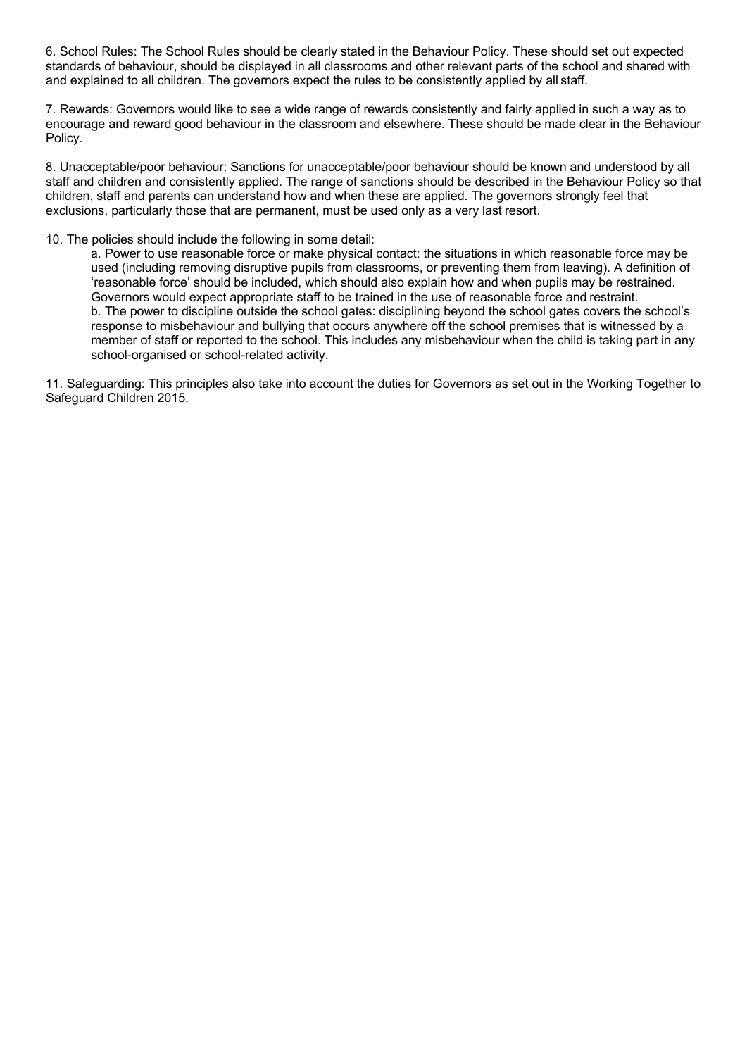6. School Rules: The School Rules should be clearly stated in the Behaviour Policy. These should set out expected standards of behaviour, should be displayed in all classrooms and other relevant parts of the school and shared with and explained to all children. The governors expect the rules to be consistently applied by all staff.

7. Rewards: Governors would like to see a wide range of rewards consistently and fairly applied in such a way as to encourage and reward good behaviour in the classroom and elsewhere. These should be made clear in the Behaviour Policy.

8. Unacceptable/poor behaviour: Sanctions for unacceptable/poor behaviour should be known and understood by all staff and children and consistently applied. The range of sanctions should be described in the Behaviour Policy so that children, staff and parents can understand how and when these are applied. The governors strongly feel that exclusions, particularly those that are permanent, must be used only as a very last resort.

10. The policies should include the following in some detail:

  a. Power to use reasonable force or make physical contact: the situations in which reasonable force may be used (including removing disruptive pupils from classrooms, or preventing them from leaving). A definition of 'reasonable force' should be included, which should also explain how and when pupils may be restrained. Governors would expect appropriate staff to be trained in the use of reasonable force and restraint.

  b. The power to discipline outside the school gates: disciplining beyond the school gates covers the school's response to misbehaviour and bullying that occurs anywhere off the school premises that is witnessed by a member of staff or reported to the school. This includes any misbehaviour when the child is taking part in any school-organised or school-related activity.

11. Safeguarding: This principles also take into account the duties for Governors as set out in the Working Together to Safeguard Children 2015.